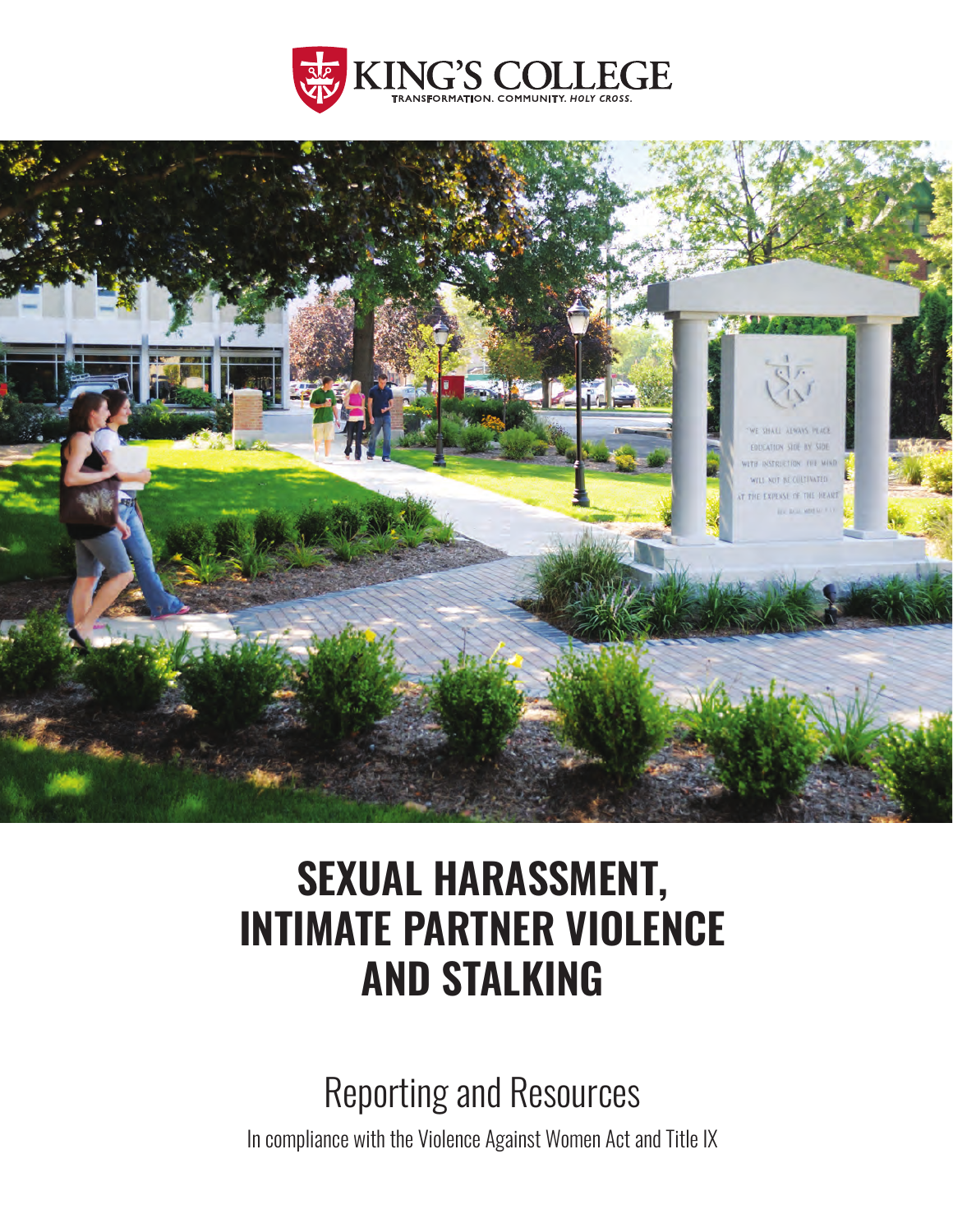KING'S COLLEGE

TRANSFORMATION. COMMUNITY. *HOLY CROSS.*

# SEXUAL HARASSMENT, INTIMATE PARTNER VIOLENCE AND STALKING

## Reporting and Resources

In compliance with the Violence Against Women Act and Title IX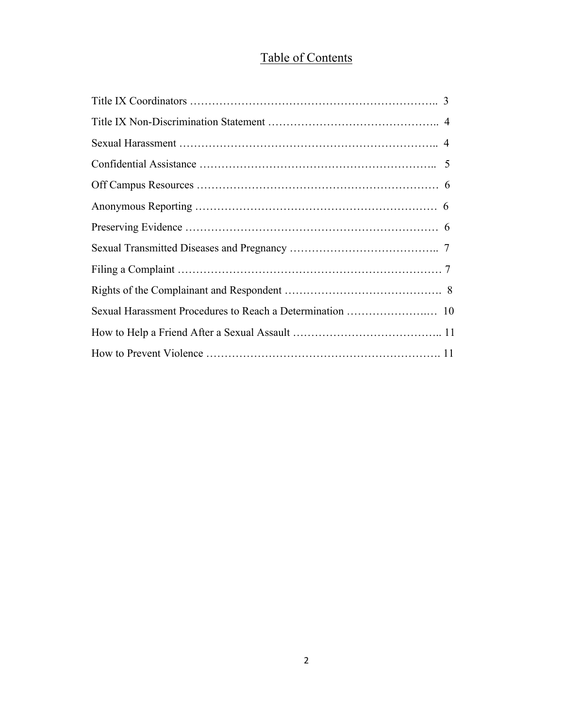# Table of Contents

Title IX Coordinators …………………………………………………………….. 3

Title IX Non-Discrimination Statement ……………………………………….. 4

Sexual Harassment …………………………………………………………….. 4

Confidential Assistance ……………………………………………………….. 5

Off Campus Resources ………………………………………………………… 6

Anonymous Reporting ………………………………………………………… 6

Preserving Evidence …………………………………………………………… 6

Sexual Transmitted Diseases and Pregnancy ………………………………….. 7

Filing a Complaint ……………………………………………………………… 7

Rights of the Complainant and Respondent ……………………………………. 8

Sexual Harassment Procedures to Reach a Determination ………………….… 10

How to Help a Friend After a Sexual Assault ………………………………….. 11

How to Prevent Violence ………………………………………………………. 11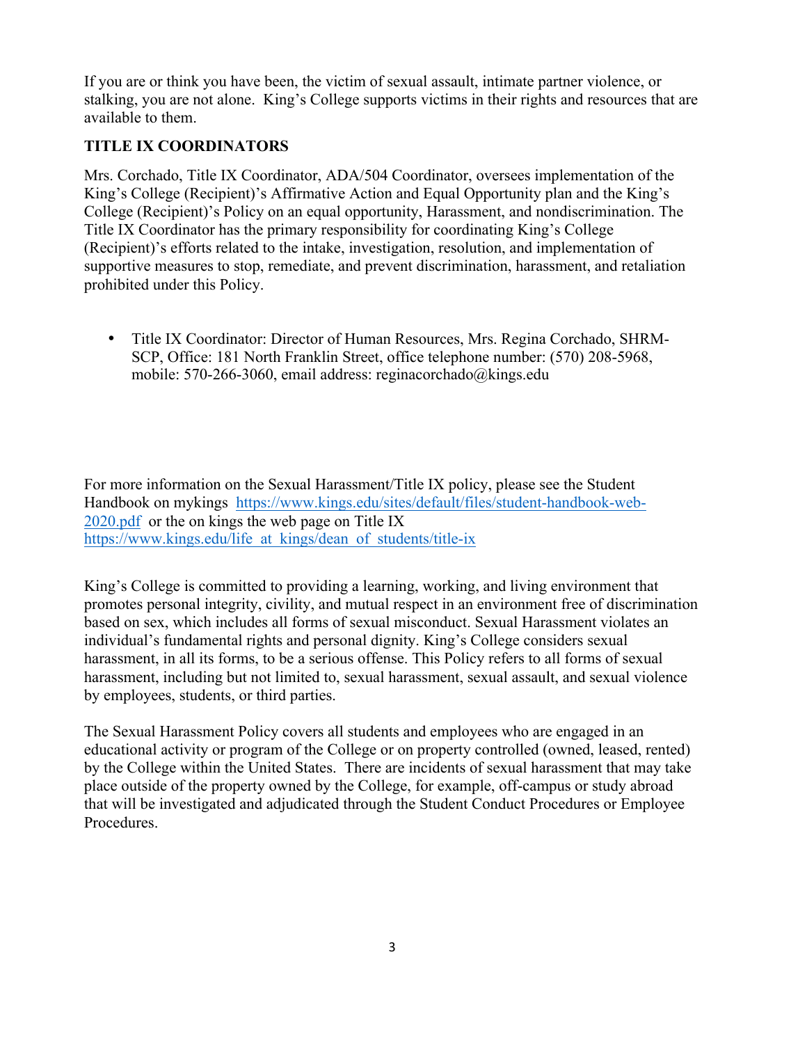If you are or think you have been, the victim of sexual assault, intimate partner violence, or stalking, you are not alone. King's College supports victims in their rights and resources that are available to them.

**TITLE IX COORDINATORS**

Mrs. Corchado, Title IX Coordinator, ADA/504 Coordinator, oversees implementation of the King's College (Recipient)'s Affirmative Action and Equal Opportunity plan and the King's College (Recipient)'s Policy on an equal opportunity, Harassment, and nondiscrimination. The Title IX Coordinator has the primary responsibility for coordinating King's College (Recipient)'s efforts related to the intake, investigation, resolution, and implementation of supportive measures to stop, remediate, and prevent discrimination, harassment, and retaliation prohibited under this Policy.

- Title IX Coordinator: Director of Human Resources, Mrs. Regina Corchado, SHRM-SCP, Office: 181 North Franklin Street, office telephone number: (570) 208-5968, mobile: 570-266-3060, email address: reginacorchado@kings.edu

For more information on the Sexual Harassment/Title IX policy, please see the Student Handbook on mykings [https://www.kings.edu/sites/default/files/student-handbook-web-2020.pdf](https://www.kings.edu/sites/default/files/student-handbook-web-2020.pdf) or the on kings the web page on Title IX [https://www.kings.edu/life_at_kings/dean_of_students/title-ix](https://www.kings.edu/life_at_kings/dean_of_students/title-ix)

King's College is committed to providing a learning, working, and living environment that promotes personal integrity, civility, and mutual respect in an environment free of discrimination based on sex, which includes all forms of sexual misconduct. Sexual Harassment violates an individual's fundamental rights and personal dignity. King's College considers sexual harassment, in all its forms, to be a serious offense. This Policy refers to all forms of sexual harassment, including but not limited to, sexual harassment, sexual assault, and sexual violence by employees, students, or third parties.

The Sexual Harassment Policy covers all students and employees who are engaged in an educational activity or program of the College or on property controlled (owned, leased, rented) by the College within the United States. There are incidents of sexual harassment that may take place outside of the property owned by the College, for example, off-campus or study abroad that will be investigated and adjudicated through the Student Conduct Procedures or Employee Procedures.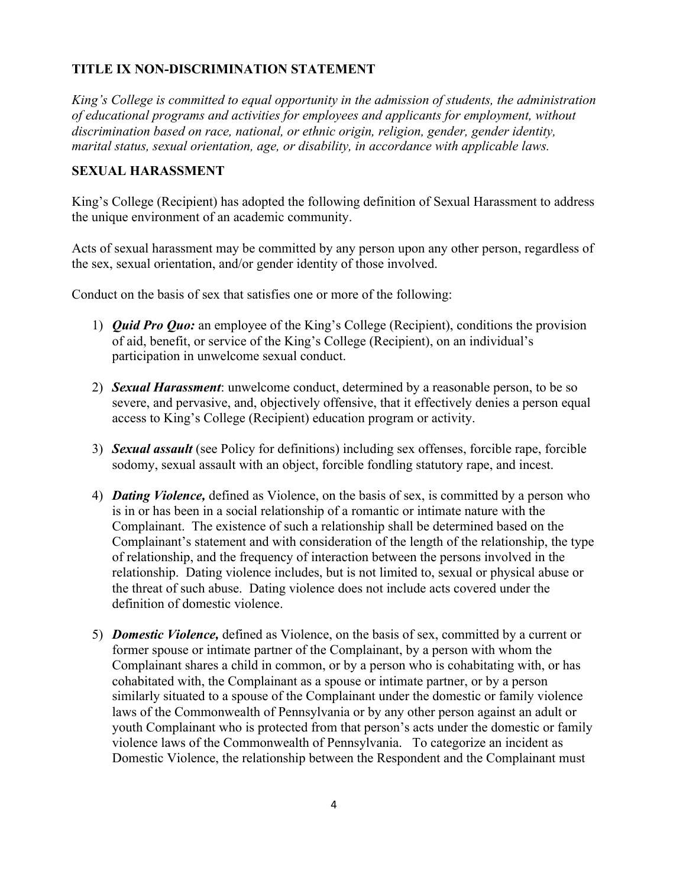## TITLE IX NON-DISCRIMINATION STATEMENT

*King's College is committed to equal opportunity in the admission of students, the administration of educational programs and activities for employees and applicants for employment, without discrimination based on race, national, or ethnic origin, religion, gender, gender identity, marital status, sexual orientation, age, or disability, in accordance with applicable laws.*

## SEXUAL HARASSMENT

King's College (Recipient) has adopted the following definition of Sexual Harassment to address the unique environment of an academic community.

Acts of sexual harassment may be committed by any person upon any other person, regardless of the sex, sexual orientation, and/or gender identity of those involved.

Conduct on the basis of sex that satisfies one or more of the following:

1) ***Quid Pro Quo:*** an employee of the King's College (Recipient), conditions the provision of aid, benefit, or service of the King's College (Recipient), on an individual's participation in unwelcome sexual conduct.

2) ***Sexual Harassment***: unwelcome conduct, determined by a reasonable person, to be so severe, and pervasive, and, objectively offensive, that it effectively denies a person equal access to King's College (Recipient) education program or activity.

3) ***Sexual assault*** (see Policy for definitions) including sex offenses, forcible rape, forcible sodomy, sexual assault with an object, forcible fondling statutory rape, and incest.

4) ***Dating Violence,*** defined as Violence, on the basis of sex, is committed by a person who is in or has been in a social relationship of a romantic or intimate nature with the Complainant. The existence of such a relationship shall be determined based on the Complainant's statement and with consideration of the length of the relationship, the type of relationship, and the frequency of interaction between the persons involved in the relationship. Dating violence includes, but is not limited to, sexual or physical abuse or the threat of such abuse. Dating violence does not include acts covered under the definition of domestic violence.

5) ***Domestic Violence,*** defined as Violence, on the basis of sex, committed by a current or former spouse or intimate partner of the Complainant, by a person with whom the Complainant shares a child in common, or by a person who is cohabitating with, or has cohabitated with, the Complainant as a spouse or intimate partner, or by a person similarly situated to a spouse of the Complainant under the domestic or family violence laws of the Commonwealth of Pennsylvania or by any other person against an adult or youth Complainant who is protected from that person's acts under the domestic or family violence laws of the Commonwealth of Pennsylvania. To categorize an incident as Domestic Violence, the relationship between the Respondent and the Complainant must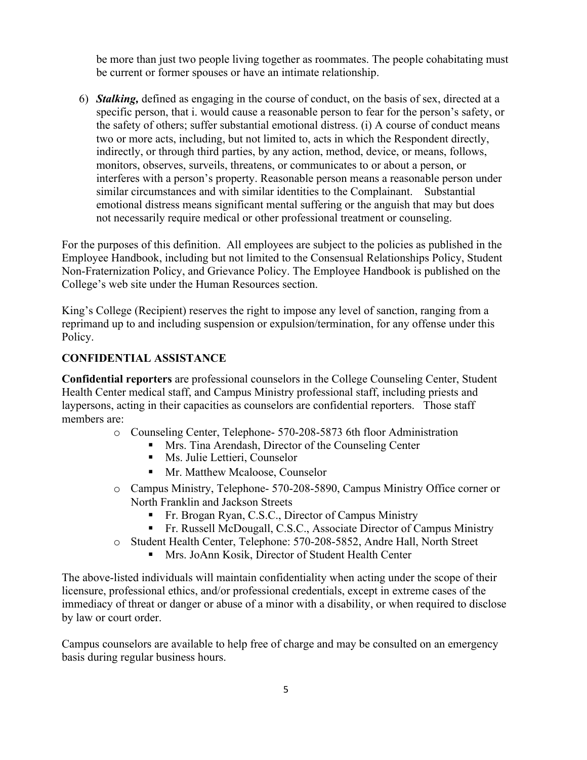be more than just two people living together as roommates. The people cohabitating must be current or former spouses or have an intimate relationship.

6) ***Stalking,*** defined as engaging in the course of conduct, on the basis of sex, directed at a specific person, that i. would cause a reasonable person to fear for the person's safety, or the safety of others; suffer substantial emotional distress. (i) A course of conduct means two or more acts, including, but not limited to, acts in which the Respondent directly, indirectly, or through third parties, by any action, method, device, or means, follows, monitors, observes, surveils, threatens, or communicates to or about a person, or interferes with a person's property. Reasonable person means a reasonable person under similar circumstances and with similar identities to the Complainant. Substantial emotional distress means significant mental suffering or the anguish that may but does not necessarily require medical or other professional treatment or counseling.

For the purposes of this definition. All employees are subject to the policies as published in the Employee Handbook, including but not limited to the Consensual Relationships Policy, Student Non-Fraternization Policy, and Grievance Policy. The Employee Handbook is published on the College's web site under the Human Resources section.

King's College (Recipient) reserves the right to impose any level of sanction, ranging from a reprimand up to and including suspension or expulsion/termination, for any offense under this Policy.

## CONFIDENTIAL ASSISTANCE

**Confidential reporters** are professional counselors in the College Counseling Center, Student Health Center medical staff, and Campus Ministry professional staff, including priests and laypersons, acting in their capacities as counselors are confidential reporters. Those staff members are:

- Counseling Center, Telephone- 570-208-5873 6th floor Administration
  - Mrs. Tina Arendash, Director of the Counseling Center
  - Ms. Julie Lettieri, Counselor
  - Mr. Matthew Mcaloose, Counselor
- Campus Ministry, Telephone- 570-208-5890, Campus Ministry Office corner or North Franklin and Jackson Streets
  - Fr. Brogan Ryan, C.S.C., Director of Campus Ministry
  - Fr. Russell McDougall, C.S.C., Associate Director of Campus Ministry
- Student Health Center, Telephone: 570-208-5852, Andre Hall, North Street
  - Mrs. JoAnn Kosik, Director of Student Health Center

The above-listed individuals will maintain confidentiality when acting under the scope of their licensure, professional ethics, and/or professional credentials, except in extreme cases of the immediacy of threat or danger or abuse of a minor with a disability, or when required to disclose by law or court order.

Campus counselors are available to help free of charge and may be consulted on an emergency basis during regular business hours.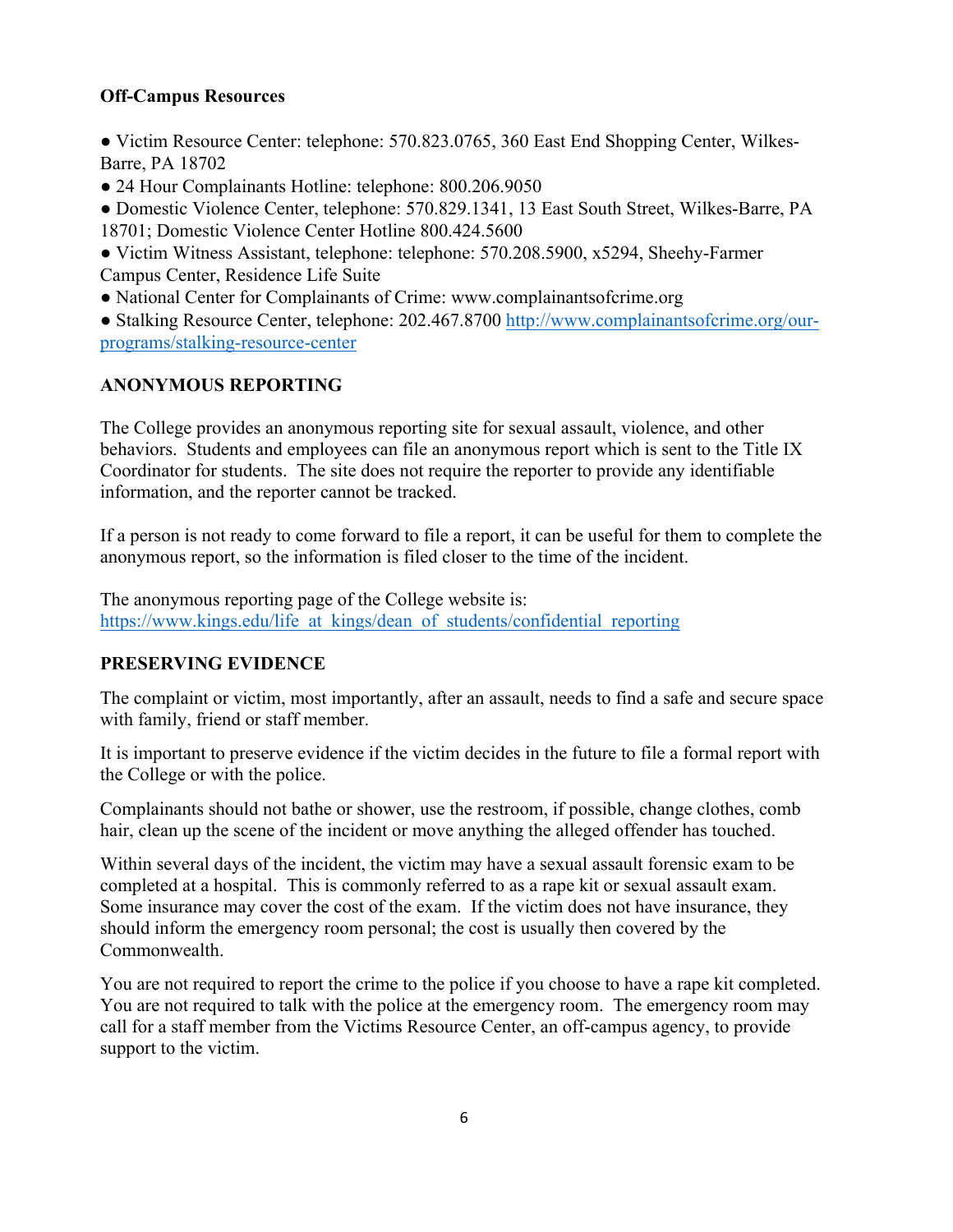**Off-Campus Resources**

- ● Victim Resource Center: telephone: 570.823.0765, 360 East End Shopping Center, Wilkes-Barre, PA 18702
- ● 24 Hour Complainants Hotline: telephone: 800.206.9050
- ● Domestic Violence Center, telephone: 570.829.1341, 13 East South Street, Wilkes-Barre, PA 18701; Domestic Violence Center Hotline 800.424.5600
- ● Victim Witness Assistant, telephone: telephone: 570.208.5900, x5294, Sheehy-Farmer Campus Center, Residence Life Suite
- ● National Center for Complainants of Crime: www.complainantsofcrime.org
- ● Stalking Resource Center, telephone: 202.467.8700 http://www.complainantsofcrime.org/our-programs/stalking-resource-center

## ANONYMOUS REPORTING

The College provides an anonymous reporting site for sexual assault, violence, and other behaviors. Students and employees can file an anonymous report which is sent to the Title IX Coordinator for students. The site does not require the reporter to provide any identifiable information, and the reporter cannot be tracked.

If a person is not ready to come forward to file a report, it can be useful for them to complete the anonymous report, so the information is filed closer to the time of the incident.

The anonymous reporting page of the College website is:
https://www.kings.edu/life_at_kings/dean_of_students/confidential_reporting

## PRESERVING EVIDENCE

The complaint or victim, most importantly, after an assault, needs to find a safe and secure space with family, friend or staff member.

It is important to preserve evidence if the victim decides in the future to file a formal report with the College or with the police.

Complainants should not bathe or shower, use the restroom, if possible, change clothes, comb hair, clean up the scene of the incident or move anything the alleged offender has touched.

Within several days of the incident, the victim may have a sexual assault forensic exam to be completed at a hospital. This is commonly referred to as a rape kit or sexual assault exam. Some insurance may cover the cost of the exam. If the victim does not have insurance, they should inform the emergency room personal; the cost is usually then covered by the Commonwealth.

You are not required to report the crime to the police if you choose to have a rape kit completed. You are not required to talk with the police at the emergency room. The emergency room may call for a staff member from the Victims Resource Center, an off-campus agency, to provide support to the victim.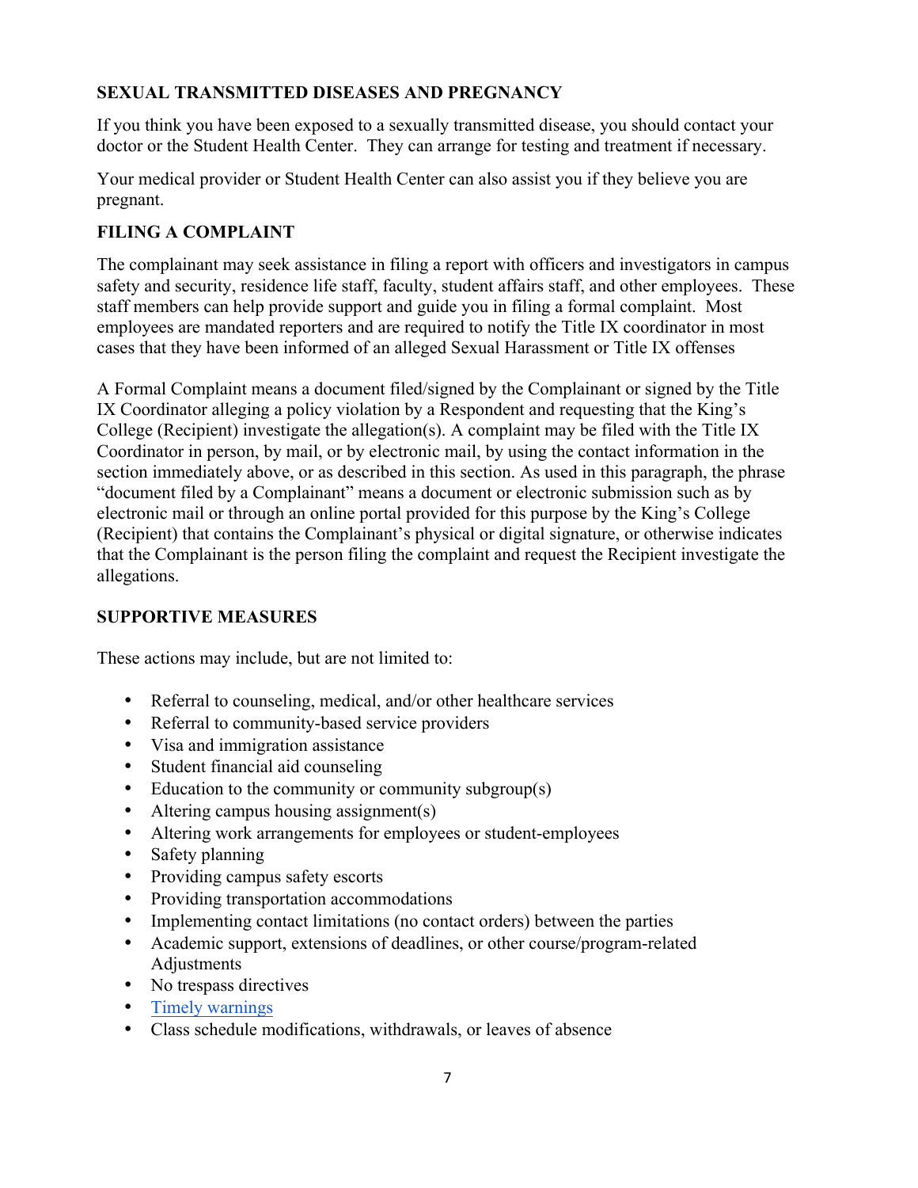## SEXUAL TRANSMITTED DISEASES AND PREGNANCY

If you think you have been exposed to a sexually transmitted disease, you should contact your doctor or the Student Health Center. They can arrange for testing and treatment if necessary.

Your medical provider or Student Health Center can also assist you if they believe you are pregnant.

## FILING A COMPLAINT

The complainant may seek assistance in filing a report with officers and investigators in campus safety and security, residence life staff, faculty, student affairs staff, and other employees. These staff members can help provide support and guide you in filing a formal complaint. Most employees are mandated reporters and are required to notify the Title IX coordinator in most cases that they have been informed of an alleged Sexual Harassment or Title IX offenses

A Formal Complaint means a document filed/signed by the Complainant or signed by the Title IX Coordinator alleging a policy violation by a Respondent and requesting that the King's College (Recipient) investigate the allegation(s). A complaint may be filed with the Title IX Coordinator in person, by mail, or by electronic mail, by using the contact information in the section immediately above, or as described in this section. As used in this paragraph, the phrase "document filed by a Complainant" means a document or electronic submission such as by electronic mail or through an online portal provided for this purpose by the King's College (Recipient) that contains the Complainant's physical or digital signature, or otherwise indicates that the Complainant is the person filing the complaint and request the Recipient investigate the allegations.

## SUPPORTIVE MEASURES

These actions may include, but are not limited to:

- Referral to counseling, medical, and/or other healthcare services
- Referral to community-based service providers
- Visa and immigration assistance
- Student financial aid counseling
- Education to the community or community subgroup(s)
- Altering campus housing assignment(s)
- Altering work arrangements for employees or student-employees
- Safety planning
- Providing campus safety escorts
- Providing transportation accommodations
- Implementing contact limitations (no contact orders) between the parties
- Academic support, extensions of deadlines, or other course/program-related Adjustments
- No trespass directives
- Timely warnings
- Class schedule modifications, withdrawals, or leaves of absence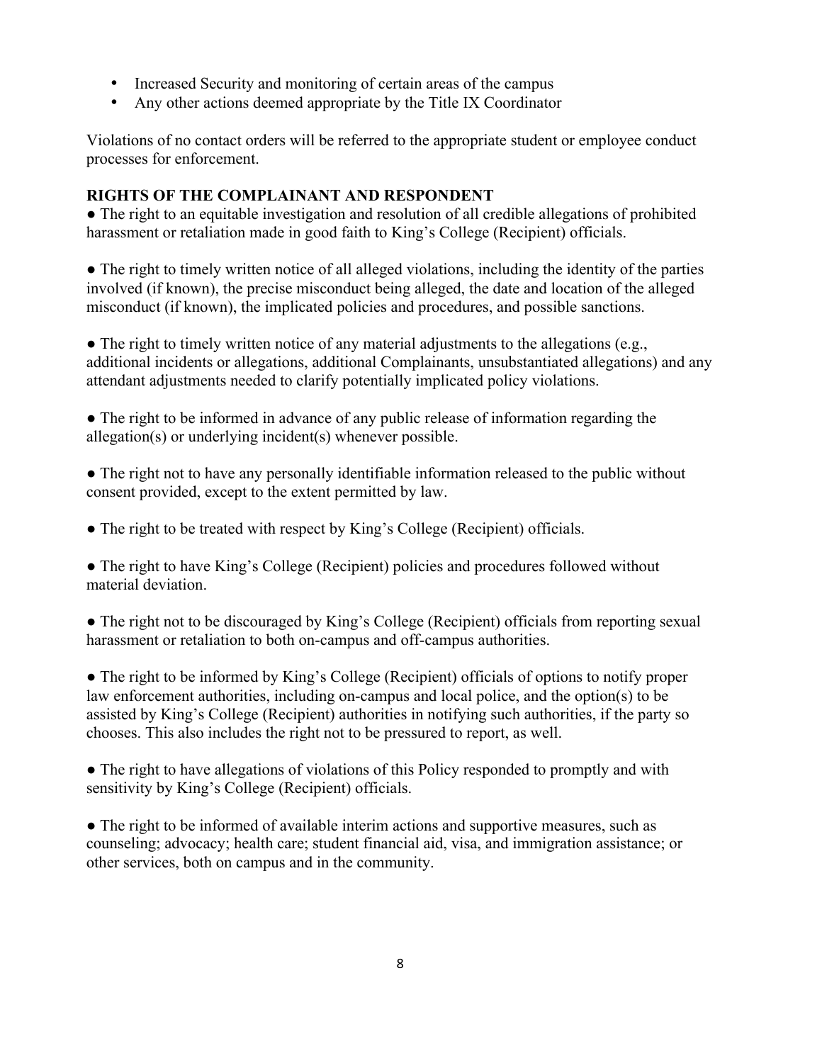- Increased Security and monitoring of certain areas of the campus
- Any other actions deemed appropriate by the Title IX Coordinator

Violations of no contact orders will be referred to the appropriate student or employee conduct processes for enforcement.

**RIGHTS OF THE COMPLAINANT AND RESPONDENT**

● The right to an equitable investigation and resolution of all credible allegations of prohibited harassment or retaliation made in good faith to King's College (Recipient) officials.

● The right to timely written notice of all alleged violations, including the identity of the parties involved (if known), the precise misconduct being alleged, the date and location of the alleged misconduct (if known), the implicated policies and procedures, and possible sanctions.

● The right to timely written notice of any material adjustments to the allegations (e.g., additional incidents or allegations, additional Complainants, unsubstantiated allegations) and any attendant adjustments needed to clarify potentially implicated policy violations.

● The right to be informed in advance of any public release of information regarding the allegation(s) or underlying incident(s) whenever possible.

● The right not to have any personally identifiable information released to the public without consent provided, except to the extent permitted by law.

● The right to be treated with respect by King's College (Recipient) officials.

● The right to have King's College (Recipient) policies and procedures followed without material deviation.

● The right not to be discouraged by King's College (Recipient) officials from reporting sexual harassment or retaliation to both on-campus and off-campus authorities.

● The right to be informed by King's College (Recipient) officials of options to notify proper law enforcement authorities, including on-campus and local police, and the option(s) to be assisted by King's College (Recipient) authorities in notifying such authorities, if the party so chooses. This also includes the right not to be pressured to report, as well.

● The right to have allegations of violations of this Policy responded to promptly and with sensitivity by King's College (Recipient) officials.

● The right to be informed of available interim actions and supportive measures, such as counseling; advocacy; health care; student financial aid, visa, and immigration assistance; or other services, both on campus and in the community.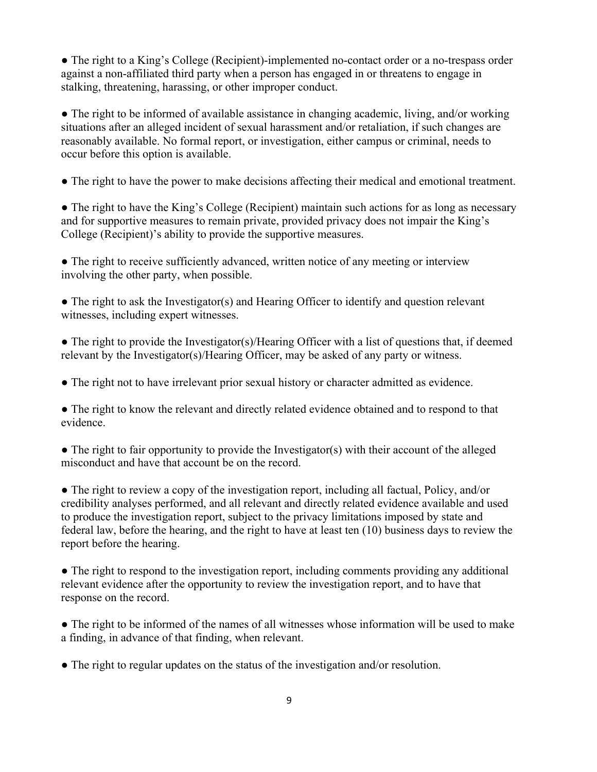- The right to a King's College (Recipient)-implemented no-contact order or a no-trespass order against a non-affiliated third party when a person has engaged in or threatens to engage in stalking, threatening, harassing, or other improper conduct.

- The right to be informed of available assistance in changing academic, living, and/or working situations after an alleged incident of sexual harassment and/or retaliation, if such changes are reasonably available. No formal report, or investigation, either campus or criminal, needs to occur before this option is available.

- The right to have the power to make decisions affecting their medical and emotional treatment.

- The right to have the King's College (Recipient) maintain such actions for as long as necessary and for supportive measures to remain private, provided privacy does not impair the King's College (Recipient)'s ability to provide the supportive measures.

- The right to receive sufficiently advanced, written notice of any meeting or interview involving the other party, when possible.

- The right to ask the Investigator(s) and Hearing Officer to identify and question relevant witnesses, including expert witnesses.

- The right to provide the Investigator(s)/Hearing Officer with a list of questions that, if deemed relevant by the Investigator(s)/Hearing Officer, may be asked of any party or witness.

- The right not to have irrelevant prior sexual history or character admitted as evidence.

- The right to know the relevant and directly related evidence obtained and to respond to that evidence.

- The right to fair opportunity to provide the Investigator(s) with their account of the alleged misconduct and have that account be on the record.

- The right to review a copy of the investigation report, including all factual, Policy, and/or credibility analyses performed, and all relevant and directly related evidence available and used to produce the investigation report, subject to the privacy limitations imposed by state and federal law, before the hearing, and the right to have at least ten (10) business days to review the report before the hearing.

- The right to respond to the investigation report, including comments providing any additional relevant evidence after the opportunity to review the investigation report, and to have that response on the record.

- The right to be informed of the names of all witnesses whose information will be used to make a finding, in advance of that finding, when relevant.

- The right to regular updates on the status of the investigation and/or resolution.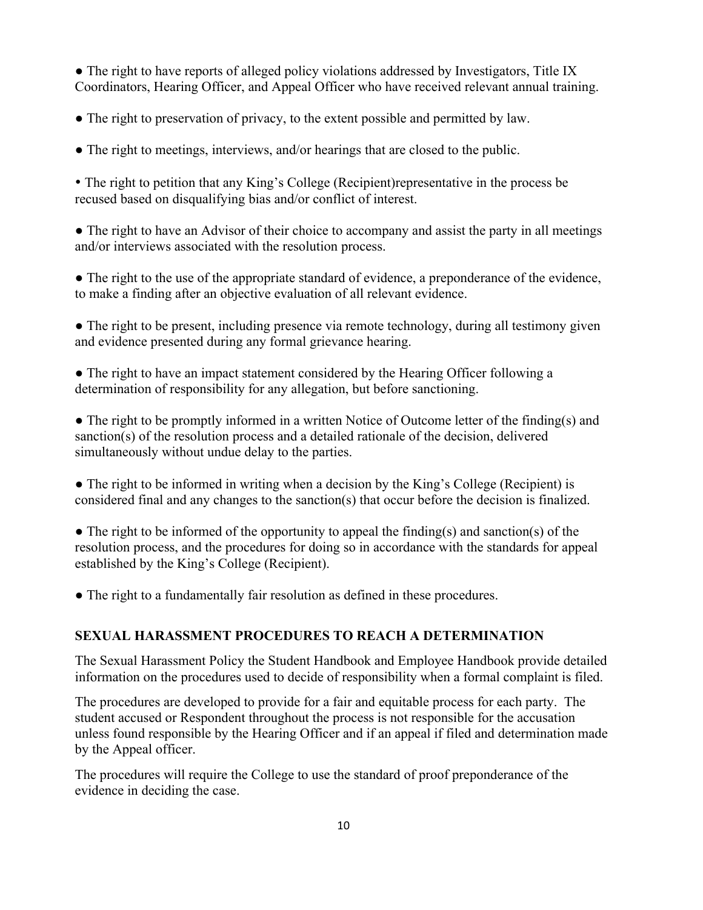- The right to have reports of alleged policy violations addressed by Investigators, Title IX Coordinators, Hearing Officer, and Appeal Officer who have received relevant annual training.

- The right to preservation of privacy, to the extent possible and permitted by law.

- The right to meetings, interviews, and/or hearings that are closed to the public.

- The right to petition that any King's College (Recipient)representative in the process be recused based on disqualifying bias and/or conflict of interest.

- The right to have an Advisor of their choice to accompany and assist the party in all meetings and/or interviews associated with the resolution process.

- The right to the use of the appropriate standard of evidence, a preponderance of the evidence, to make a finding after an objective evaluation of all relevant evidence.

- The right to be present, including presence via remote technology, during all testimony given and evidence presented during any formal grievance hearing.

- The right to have an impact statement considered by the Hearing Officer following a determination of responsibility for any allegation, but before sanctioning.

- The right to be promptly informed in a written Notice of Outcome letter of the finding(s) and sanction(s) of the resolution process and a detailed rationale of the decision, delivered simultaneously without undue delay to the parties.

- The right to be informed in writing when a decision by the King's College (Recipient) is considered final and any changes to the sanction(s) that occur before the decision is finalized.

- The right to be informed of the opportunity to appeal the finding(s) and sanction(s) of the resolution process, and the procedures for doing so in accordance with the standards for appeal established by the King's College (Recipient).

- The right to a fundamentally fair resolution as defined in these procedures.

## SEXUAL HARASSMENT PROCEDURES TO REACH A DETERMINATION

The Sexual Harassment Policy the Student Handbook and Employee Handbook provide detailed information on the procedures used to decide of responsibility when a formal complaint is filed.

The procedures are developed to provide for a fair and equitable process for each party. The student accused or Respondent throughout the process is not responsible for the accusation unless found responsible by the Hearing Officer and if an appeal if filed and determination made by the Appeal officer.

The procedures will require the College to use the standard of proof preponderance of the evidence in deciding the case.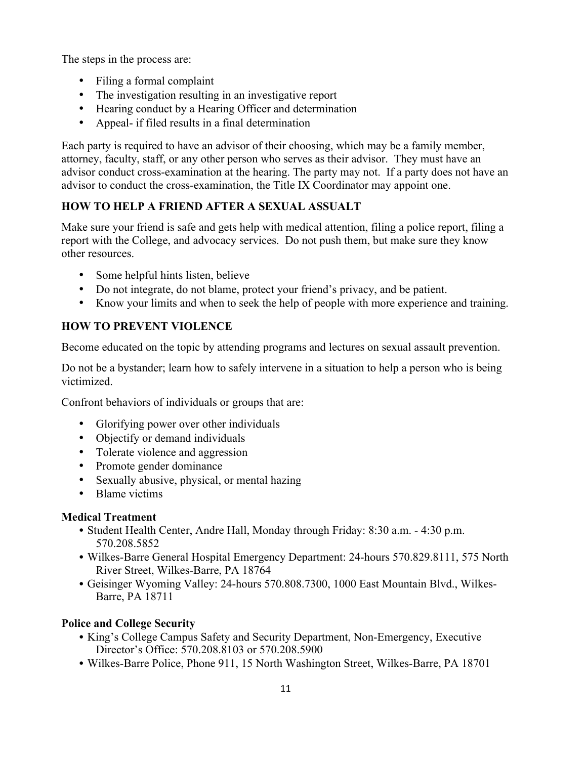The steps in the process are:

- Filing a formal complaint
- The investigation resulting in an investigative report
- Hearing conduct by a Hearing Officer and determination
- Appeal- if filed results in a final determination

Each party is required to have an advisor of their choosing, which may be a family member, attorney, faculty, staff, or any other person who serves as their advisor. They must have an advisor conduct cross-examination at the hearing. The party may not. If a party does not have an advisor to conduct the cross-examination, the Title IX Coordinator may appoint one.

## HOW TO HELP A FRIEND AFTER A SEXUAL ASSUALT

Make sure your friend is safe and gets help with medical attention, filing a police report, filing a report with the College, and advocacy services. Do not push them, but make sure they know other resources.

- Some helpful hints listen, believe
- Do not integrate, do not blame, protect your friend's privacy, and be patient.
- Know your limits and when to seek the help of people with more experience and training.

## HOW TO PREVENT VIOLENCE

Become educated on the topic by attending programs and lectures on sexual assault prevention.

Do not be a bystander; learn how to safely intervene in a situation to help a person who is being victimized.

Confront behaviors of individuals or groups that are:

- Glorifying power over other individuals
- Objectify or demand individuals
- Tolerate violence and aggression
- Promote gender dominance
- Sexually abusive, physical, or mental hazing
- Blame victims

### Medical Treatment

- Student Health Center, Andre Hall, Monday through Friday: 8:30 a.m. - 4:30 p.m. 570.208.5852
- Wilkes-Barre General Hospital Emergency Department: 24-hours 570.829.8111, 575 North River Street, Wilkes-Barre, PA 18764
- Geisinger Wyoming Valley: 24-hours 570.808.7300, 1000 East Mountain Blvd., Wilkes-Barre, PA 18711

### Police and College Security

- King's College Campus Safety and Security Department, Non-Emergency, Executive Director's Office: 570.208.8103 or 570.208.5900
- Wilkes-Barre Police, Phone 911, 15 North Washington Street, Wilkes-Barre, PA 18701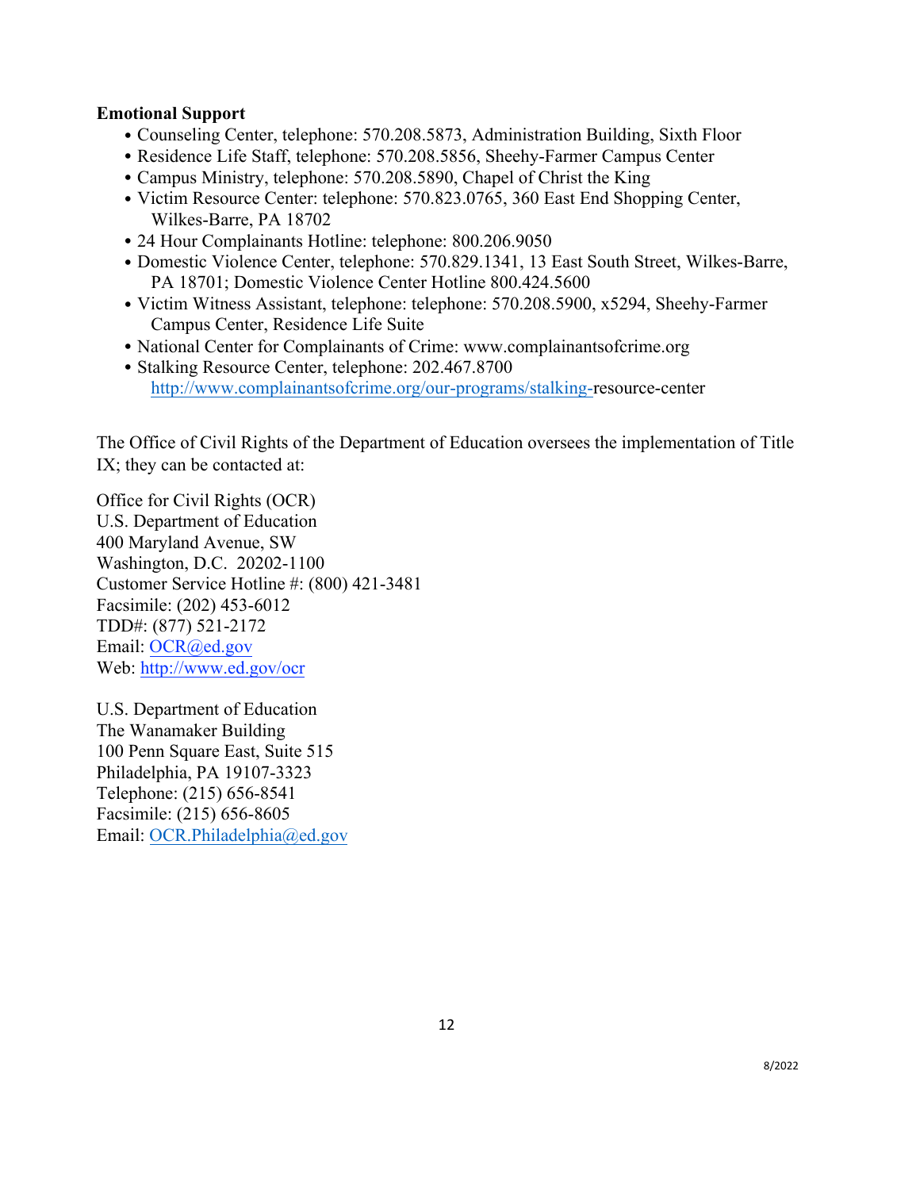**Emotional Support**

- Counseling Center, telephone: 570.208.5873, Administration Building, Sixth Floor
- Residence Life Staff, telephone: 570.208.5856, Sheehy-Farmer Campus Center
- Campus Ministry, telephone: 570.208.5890, Chapel of Christ the King
- Victim Resource Center: telephone: 570.823.0765, 360 East End Shopping Center, Wilkes-Barre, PA 18702
- 24 Hour Complainants Hotline: telephone: 800.206.9050
- Domestic Violence Center, telephone: 570.829.1341, 13 East South Street, Wilkes-Barre, PA 18701; Domestic Violence Center Hotline 800.424.5600
- Victim Witness Assistant, telephone: telephone: 570.208.5900, x5294, Sheehy-Farmer Campus Center, Residence Life Suite
- National Center for Complainants of Crime: www.complainantsofcrime.org
- Stalking Resource Center, telephone: 202.467.8700 http://www.complainantsofcrime.org/our-programs/stalking-resource-center

The Office of Civil Rights of the Department of Education oversees the implementation of Title IX; they can be contacted at:

Office for Civil Rights (OCR)
U.S. Department of Education
400 Maryland Avenue, SW
Washington, D.C. 20202-1100
Customer Service Hotline #: (800) 421-3481
Facsimile: (202) 453-6012
TDD#: (877) 521-2172
Email: OCR@ed.gov
Web: http://www.ed.gov/ocr

U.S. Department of Education
The Wanamaker Building
100 Penn Square East, Suite 515
Philadelphia, PA 19107-3323
Telephone: (215) 656-8541
Facsimile: (215) 656-8605
Email: OCR.Philadelphia@ed.gov

8/2022